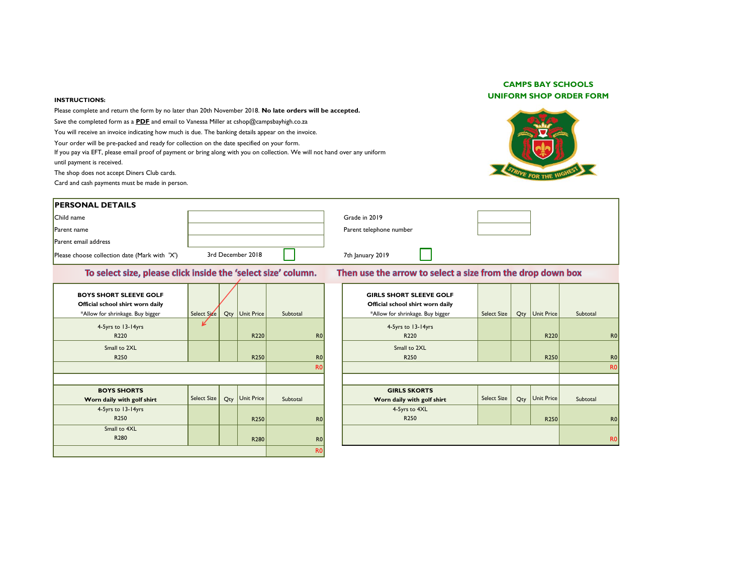# CAMPS BAY SCHOOLS
## UNIFORM SHOP ORDER FORM

STRIVE FOR THE HIGHEST

**INSTRUCTIONS:**

Please complete and return the form by no later than 20th November 2018. **No late orders will be accepted.**

Save the completed form as a **PDF** and email to Vanessa Miller at cshop@campsbayhigh.co.za

You will receive an invoice indicating how much is due. The banking details appear on the invoice.

Your order will be pre-packed and ready for collection on the date specified on your form.

If you pay via EFT, please email proof of payment or bring along with you on collection. We will not hand over any uniform until payment is received.

The shop does not accept Diners Club cards.

Card and cash payments must be made in person.

## PERSONAL DETAILS

| | | | |
|---|---|---|---|
| Child name | | Grade in 2019 | |
| Parent name | | Parent telephone number | |
| Parent email address | | | |
| Please choose collection date (Mark with 'X') | 3rd December 2018 ☐ | 7th January 2019 ☐ | |

**To select size, please click inside the 'select size' column. Then use the arrow to select a size from the drop down box**

| **BOYS SHORT SLEEVE GOLF**<br>**Official school shirt worn daily**<br>*Allow for shrinkage. Buy bigger | Select Size | Qty | Unit Price | Subtotal |
|---|---|---|---|---|
| 4-5yrs to 13-14yrs<br>R220 | | | R220 | R0 |
| Small to 2XL<br>R250 | | | R250 | R0 |
| | | | | R0 |

| **GIRLS SHORT SLEEVE GOLF**<br>**Official school shirt worn daily**<br>*Allow for shrinkage. Buy bigger | Select Size | Qty | Unit Price | Subtotal |
|---|---|---|---|---|
| 4-5yrs to 13-14yrs<br>R220 | | | R220 | R0 |
| Small to 2XL<br>R250 | | | R250 | R0 |
| | | | | R0 |

| **BOYS SHORTS**<br>**Worn daily with golf shirt** | Select Size | Qty | Unit Price | Subtotal |
|---|---|---|---|---|
| 4-5yrs to 13-14yrs<br>R250 | | | R250 | R0 |
| Small to 4XL<br>R280 | | | R280 | R0 |
| | | | | R0 |

| **GIRLS SKORTS**<br>**Worn daily with golf shirt** | Select Size | Qty | Unit Price | Subtotal |
|---|---|---|---|---|
| 4-5yrs to 4XL<br>R250 | | | R250 | R0 |
| | | | | R0 |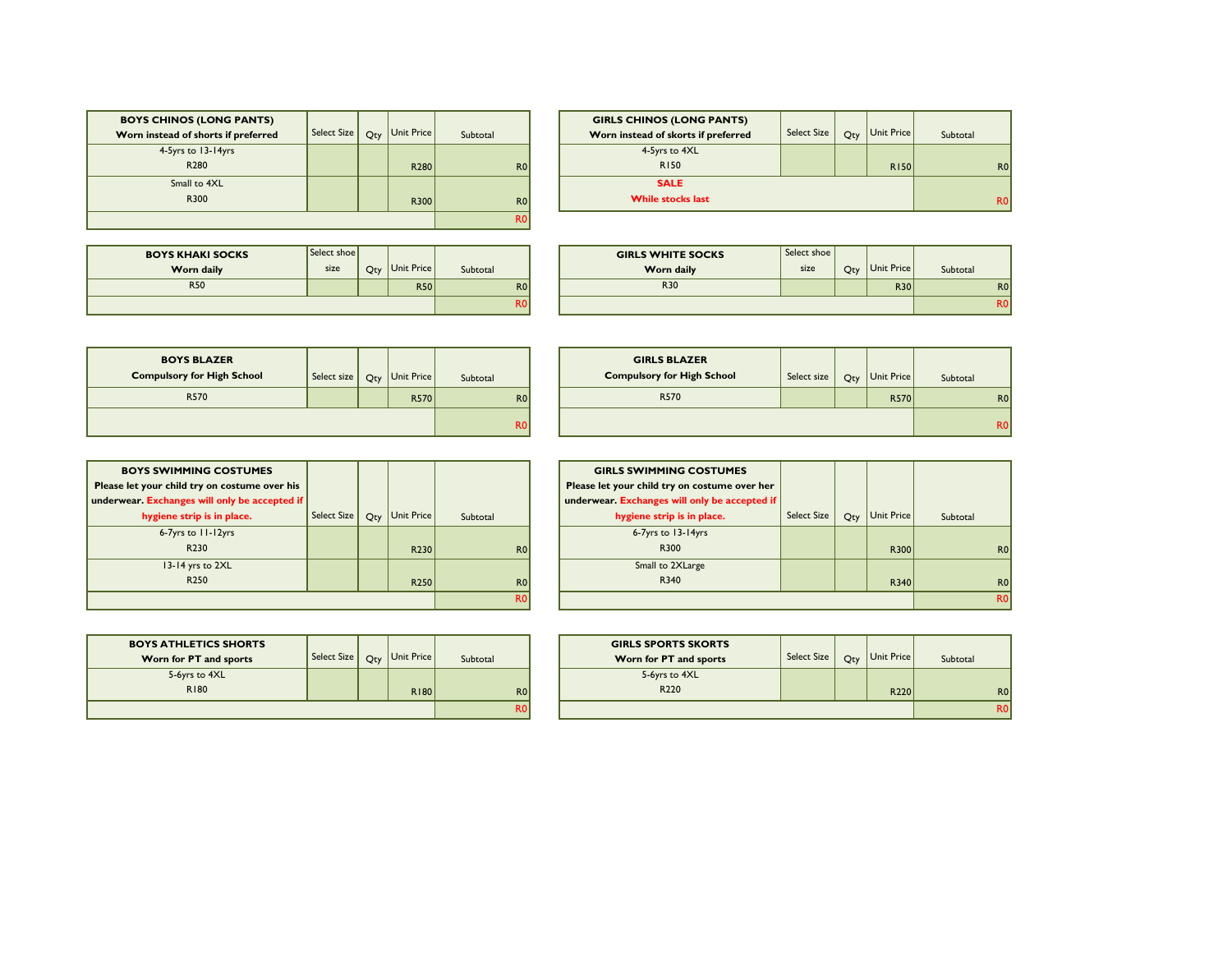| BOYS CHINOS (LONG PANTS) Worn instead of shorts if preferred | Select Size | Qty | Unit Price | Subtotal |
|---|---|---|---|---|
| 4-5yrs to 13-14yrs R280 | | | R280 | R0 |
| Small to 4XL R300 | | | R300 | R0 |
| | | | | R0 |

| GIRLS CHINOS (LONG PANTS) Worn instead of skorts if preferred | Select Size | Qty | Unit Price | Subtotal |
|---|---|---|---|---|
| 4-5yrs to 4XL R150 | | | R150 | R0 |
| **SALE While stocks last** | | | | R0 |

| BOYS KHAKI SOCKS Worn daily | Select shoe size | Qty | Unit Price | Subtotal |
|---|---|---|---|---|
| R50 | | | R50 | R0 |
| | | | | R0 |

| GIRLS WHITE SOCKS Worn daily | Select shoe size | Qty | Unit Price | Subtotal |
|---|---|---|---|---|
| R30 | | | R30 | R0 |
| | | | | R0 |

| BOYS BLAZER Compulsory for High School | Select size | Qty | Unit Price | Subtotal |
|---|---|---|---|---|
| R570 | | | R570 | R0 |
| | | | | R0 |

| GIRLS BLAZER Compulsory for High School | Select size | Qty | Unit Price | Subtotal |
|---|---|---|---|---|
| R570 | | | R570 | R0 |
| | | | | R0 |

| BOYS SWIMMING COSTUMES Please let your child try on costume over his underwear. Exchanges will only be accepted if hygiene strip is in place. | Select Size | Qty | Unit Price | Subtotal |
|---|---|---|---|---|
| 6-7yrs to 11-12yrs R230 | | | R230 | R0 |
| 13-14 yrs to 2XL R250 | | | R250 | R0 |
| | | | | R0 |

| GIRLS SWIMMING COSTUMES Please let your child try on costume over her underwear. Exchanges will only be accepted if hygiene strip is in place. | Select Size | Qty | Unit Price | Subtotal |
|---|---|---|---|---|
| 6-7yrs to 13-14yrs R300 | | | R300 | R0 |
| Small to 2XLarge R340 | | | R340 | R0 |
| | | | | R0 |

| BOYS ATHLETICS SHORTS Worn for PT and sports | Select Size | Qty | Unit Price | Subtotal |
|---|---|---|---|---|
| 5-6yrs to 4XL R180 | | | R180 | R0 |
| | | | | R0 |

| GIRLS SPORTS SKORTS Worn for PT and sports | Select Size | Qty | Unit Price | Subtotal |
|---|---|---|---|---|
| 5-6yrs to 4XL R220 | | | R220 | R0 |
| | | | | R0 |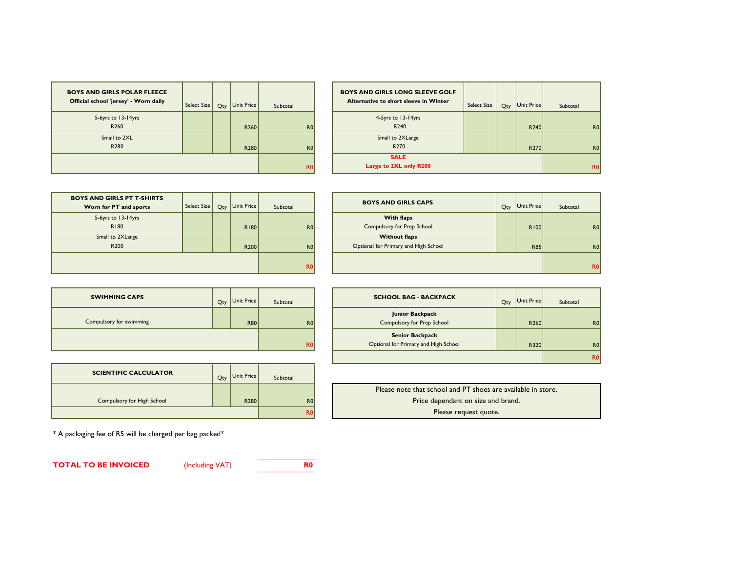| BOYS AND GIRLS POLAR FLEECE<br>Official school 'jersey' - Worn daily | Select Size | Qty | Unit Price | Subtotal |
|---|---|---|---|---|
| 5-6yrs to 13-14yrs<br>R260 | | | R260 | R0 |
| Small to 2XL<br>R280 | | | R280 | R0 |
| | | | | R0 |

| BOYS AND GIRLS LONG SLEEVE GOLF<br>Alternative to short sleeve in Winter | Select Size | Qty | Unit Price | Subtotal |
|---|---|---|---|---|
| 4-5yrs to 13-14yrs<br>R240 | | | R240 | R0 |
| Small to 2XLarge<br>R270 | | | R270 | R0 |
| **SALE**<br>**Large to 2XL only R200** | | | | R0 |

| BOYS AND GIRLS PT T-SHIRTS<br>Worn for PT and sports | Select Size | Qty | Unit Price | Subtotal |
|---|---|---|---|---|
| 5-6yrs to 13-14yrs<br>R180 | | | R180 | R0 |
| Small to 2XLarge<br>R200 | | | R200 | R0 |
| | | | | R0 |

| BOYS AND GIRLS CAPS | Qty | Unit Price | Subtotal |
|---|---|---|---|
| **With flaps**<br>Compulsory for Prep School | | R100 | R0 |
| **Without flaps**<br>Optional for Primary and High School | | R85 | R0 |
| | | | R0 |

| SWIMMING CAPS | Qty | Unit Price | Subtotal |
|---|---|---|---|
| Compulsory for swimming | | R80 | R0 |
| | | | R0 |

| SCHOOL BAG - BACKPACK | Qty | Unit Price | Subtotal |
|---|---|---|---|
| **Junior Backpack**<br>Compulsory for Prep School | | R260 | R0 |
| **Senior Backpack**<br>Optional for Primary and High School | | R320 | R0 |
| | | | R0 |

| SCIENTIFIC CALCULATOR | Qty | Unit Price | Subtotal |
|---|---|---|---|
| Compulsory for High School | | R280 | R0 |
| | | | R0 |

Please note that school and PT shoes are available in store.
Price dependant on size and brand.
Please request quote.

* A packaging fee of R5 will be charged per bag packed*

**TOTAL TO BE INVOICED** (Including VAT) **R0**